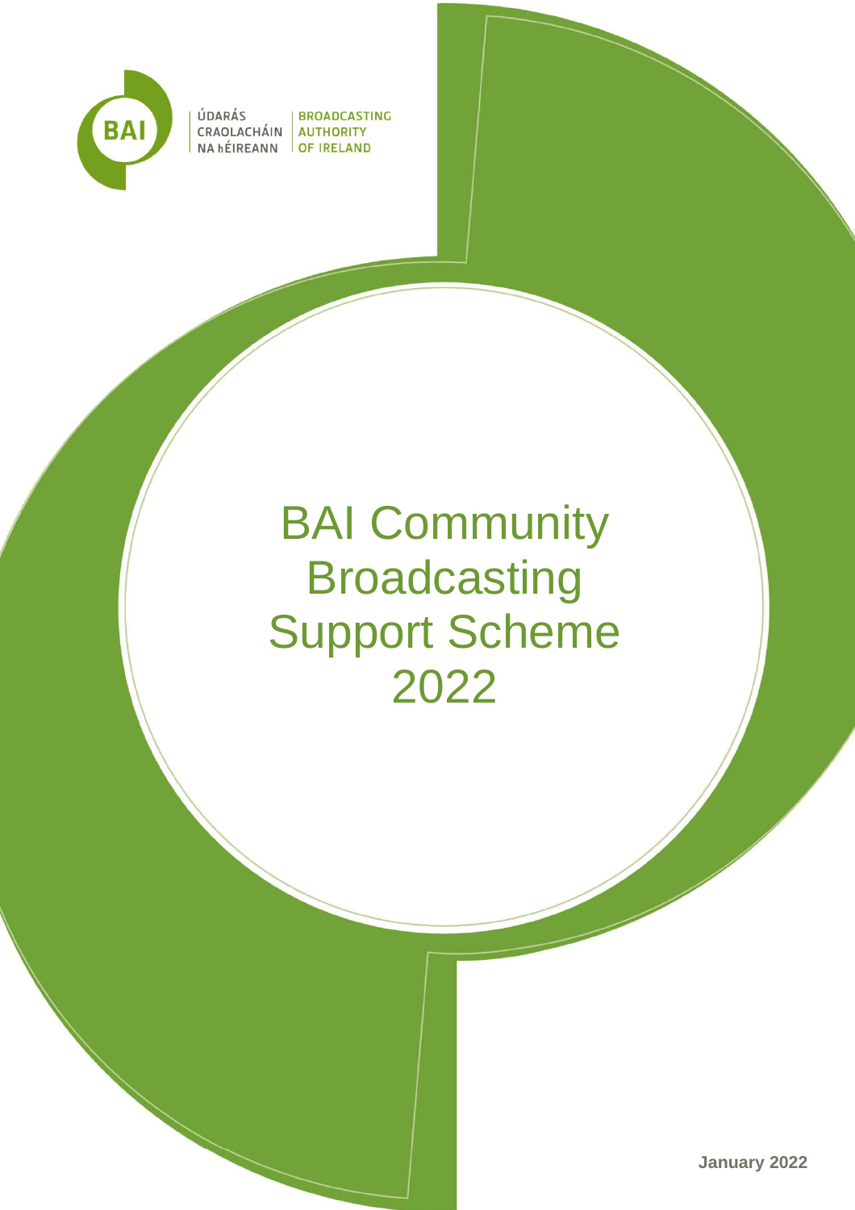ÚDARÁS CRAOLACHÁIN NA hÉIREANN | BROADCASTING AUTHORITY OF IRELAND

# BAI Community Broadcasting Support Scheme 2022

**January 2022**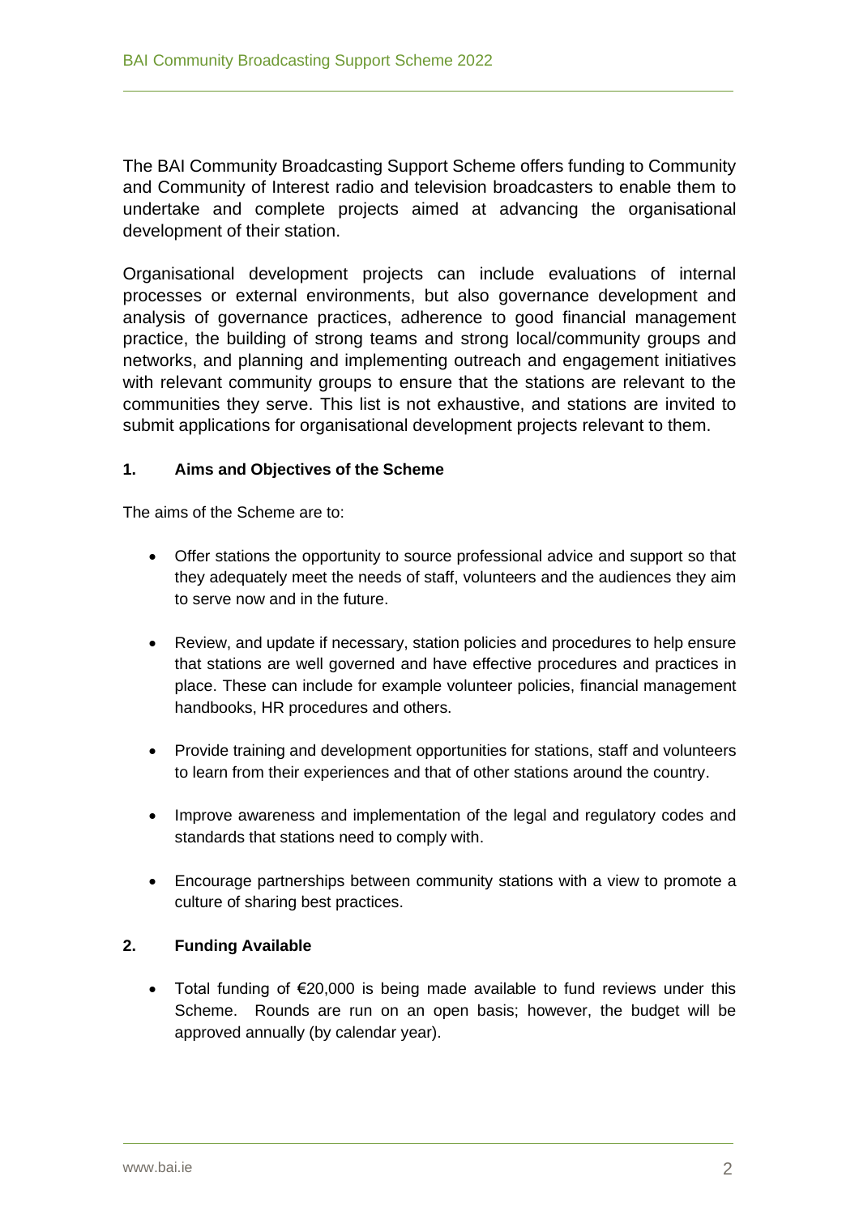The BAI Community Broadcasting Support Scheme offers funding to Community and Community of Interest radio and television broadcasters to enable them to undertake and complete projects aimed at advancing the organisational development of their station.

Organisational development projects can include evaluations of internal processes or external environments, but also governance development and analysis of governance practices, adherence to good financial management practice, the building of strong teams and strong local/community groups and networks, and planning and implementing outreach and engagement initiatives with relevant community groups to ensure that the stations are relevant to the communities they serve. This list is not exhaustive, and stations are invited to submit applications for organisational development projects relevant to them.

## 1. Aims and Objectives of the Scheme

The aims of the Scheme are to:

- Offer stations the opportunity to source professional advice and support so that they adequately meet the needs of staff, volunteers and the audiences they aim to serve now and in the future.
- Review, and update if necessary, station policies and procedures to help ensure that stations are well governed and have effective procedures and practices in place. These can include for example volunteer policies, financial management handbooks, HR procedures and others.
- Provide training and development opportunities for stations, staff and volunteers to learn from their experiences and that of other stations around the country.
- Improve awareness and implementation of the legal and regulatory codes and standards that stations need to comply with.
- Encourage partnerships between community stations with a view to promote a culture of sharing best practices.

## 2. Funding Available

- Total funding of €20,000 is being made available to fund reviews under this Scheme. Rounds are run on an open basis; however, the budget will be approved annually (by calendar year).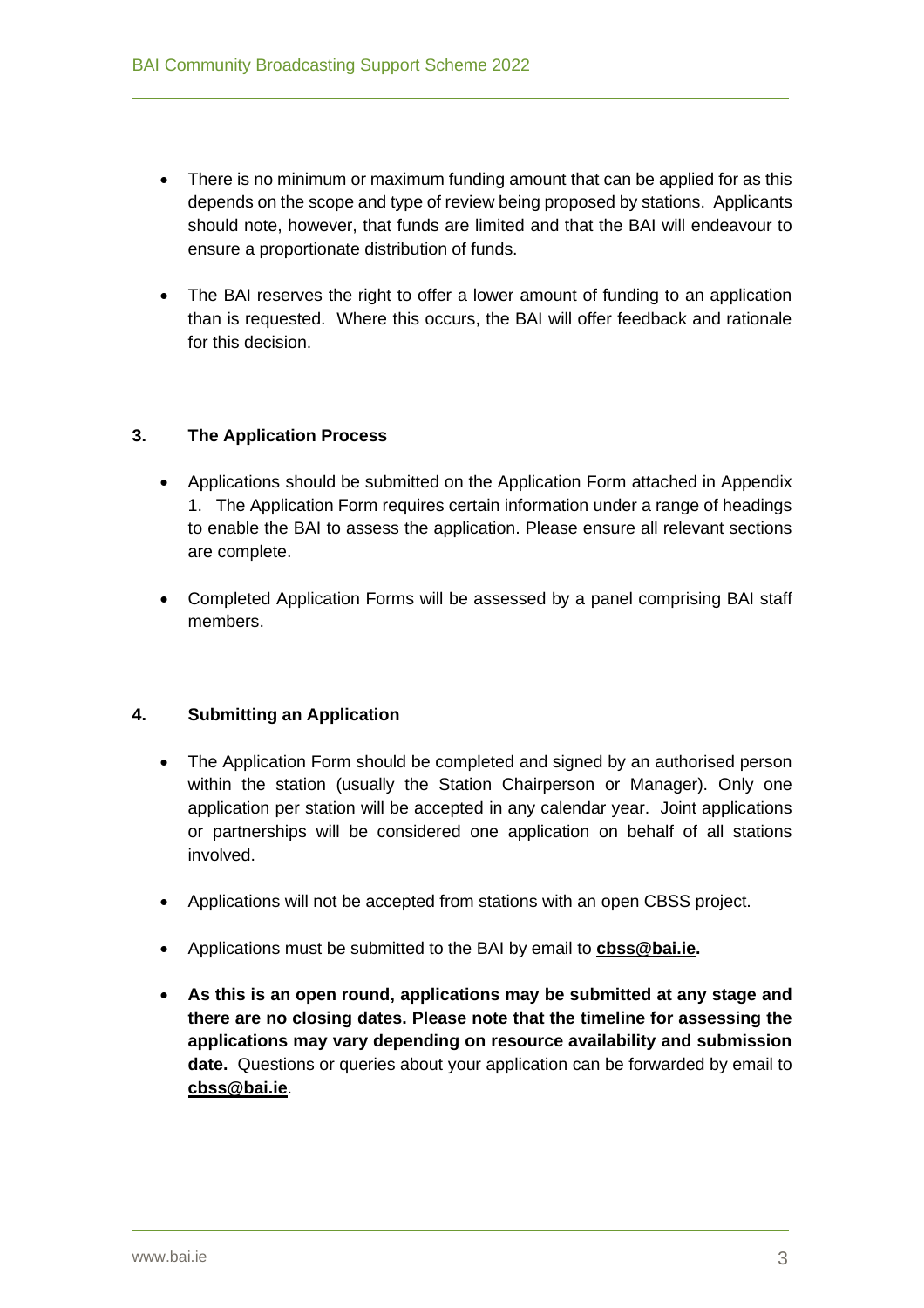- There is no minimum or maximum funding amount that can be applied for as this depends on the scope and type of review being proposed by stations. Applicants should note, however, that funds are limited and that the BAI will endeavour to ensure a proportionate distribution of funds.

- The BAI reserves the right to offer a lower amount of funding to an application than is requested. Where this occurs, the BAI will offer feedback and rationale for this decision.

## 3. The Application Process

- Applications should be submitted on the Application Form attached in Appendix 1. The Application Form requires certain information under a range of headings to enable the BAI to assess the application. Please ensure all relevant sections are complete.

- Completed Application Forms will be assessed by a panel comprising BAI staff members.

## 4. Submitting an Application

- The Application Form should be completed and signed by an authorised person within the station (usually the Station Chairperson or Manager). Only one application per station will be accepted in any calendar year. Joint applications or partnerships will be considered one application on behalf of all stations involved.

- Applications will not be accepted from stations with an open CBSS project.

- Applications must be submitted to the BAI by email to **cbss@bai.ie.**

- **As this is an open round, applications may be submitted at any stage and there are no closing dates. Please note that the timeline for assessing the applications may vary depending on resource availability and submission date.** Questions or queries about your application can be forwarded by email to **cbss@bai.ie**.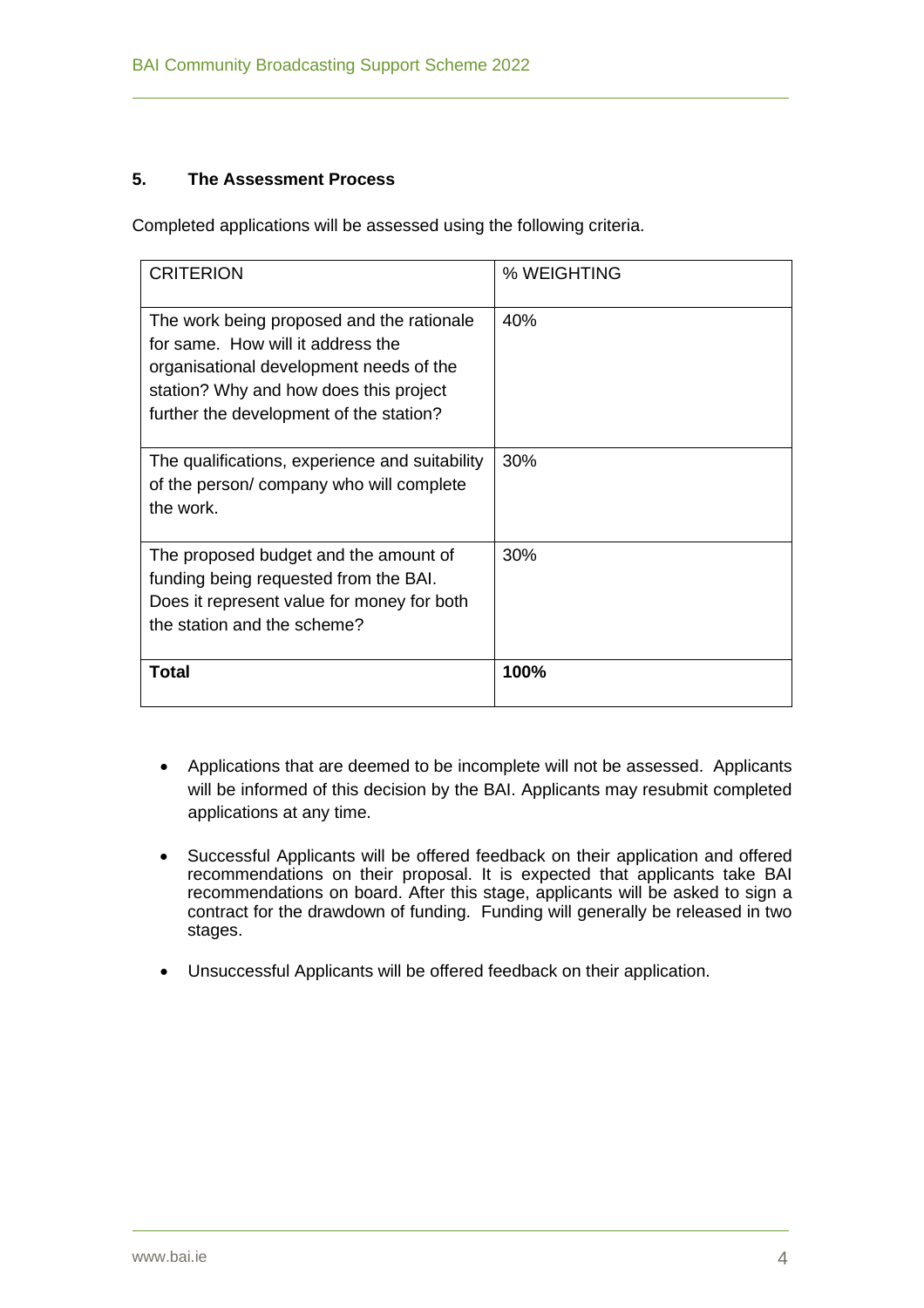## 5. The Assessment Process

Completed applications will be assessed using the following criteria.

| CRITERION | % WEIGHTING |
|---|---|
| The work being proposed and the rationale for same. How will it address the organisational development needs of the station? Why and how does this project further the development of the station? | 40% |
| The qualifications, experience and suitability of the person/ company who will complete the work. | 30% |
| The proposed budget and the amount of funding being requested from the BAI. Does it represent value for money for both the station and the scheme? | 30% |
| **Total** | **100%** |

- Applications that are deemed to be incomplete will not be assessed. Applicants will be informed of this decision by the BAI. Applicants may resubmit completed applications at any time.
- Successful Applicants will be offered feedback on their application and offered recommendations on their proposal. It is expected that applicants take BAI recommendations on board. After this stage, applicants will be asked to sign a contract for the drawdown of funding. Funding will generally be released in two stages.
- Unsuccessful Applicants will be offered feedback on their application.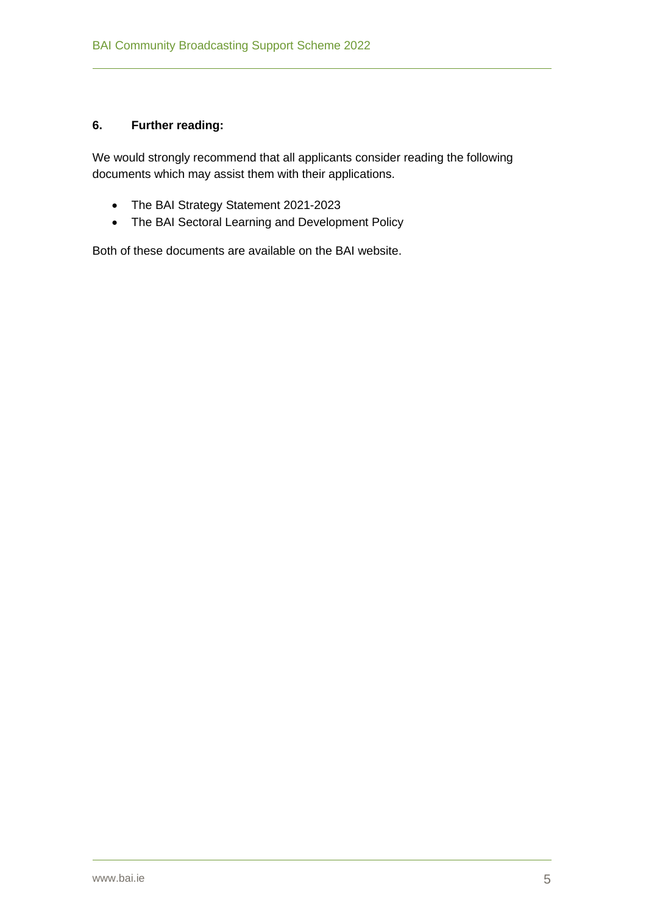## 6. Further reading:

We would strongly recommend that all applicants consider reading the following documents which may assist them with their applications.

- The BAI Strategy Statement 2021-2023
- The BAI Sectoral Learning and Development Policy

Both of these documents are available on the BAI website.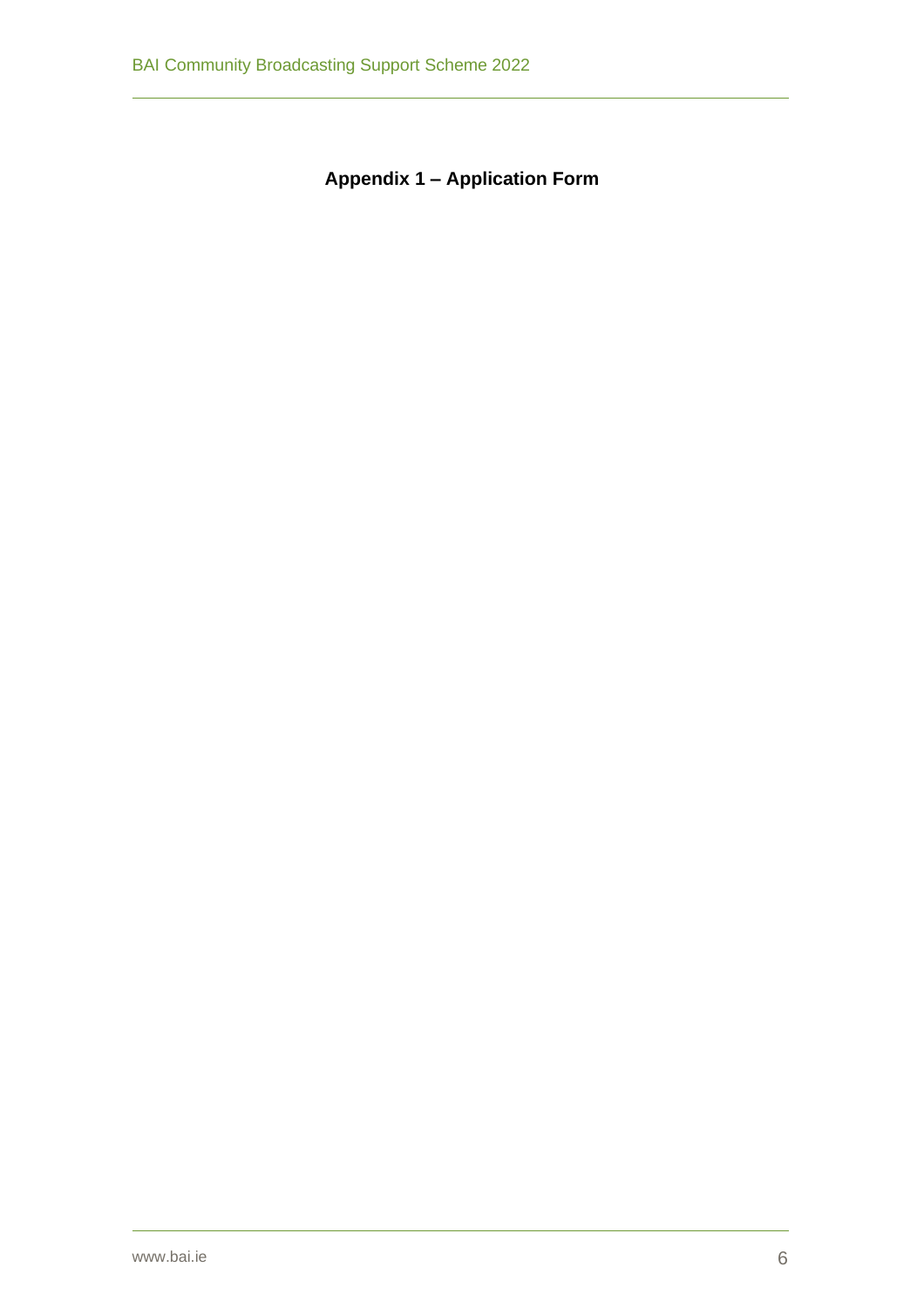## Appendix 1 – Application Form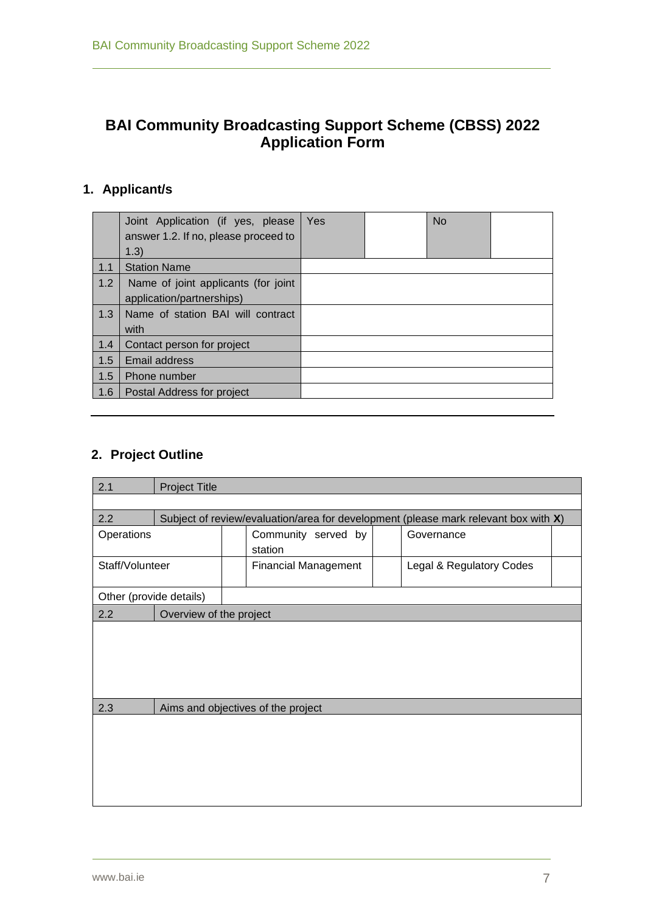## BAI Community Broadcasting Support Scheme (CBSS) 2022 Application Form

### 1. Applicant/s

| | | | | | |
|---|---|---|---|---|---|
| | Joint Application (if yes, please answer 1.2. If no, please proceed to 1.3) | Yes | | No | |
| 1.1 | Station Name | | | | |
| 1.2 | Name of joint applicants (for joint application/partnerships) | | | | |
| 1.3 | Name of station BAI will contract with | | | | |
| 1.4 | Contact person for project | | | | |
| 1.5 | Email address | | | | |
| 1.5 | Phone number | | | | |
| 1.6 | Postal Address for project | | | | |

---

### 2. Project Outline

| | | | | | |
|---|---|---|---|---|---|
| 2.1 | Project Title | | | | |
| | | | | | |
| 2.2 | Subject of review/evaluation/area for development (please mark relevant box with **X**) | | | | |
| Operations | | Community served by station | | Governance | |
| Staff/Volunteer | | Financial Management | | Legal & Regulatory Codes | |
| Other (provide details) | | | | | |
| 2.2 | Overview of the project | | | | |
| | | | | | |
| 2.3 | Aims and objectives of the project | | | | |
| | | | | | |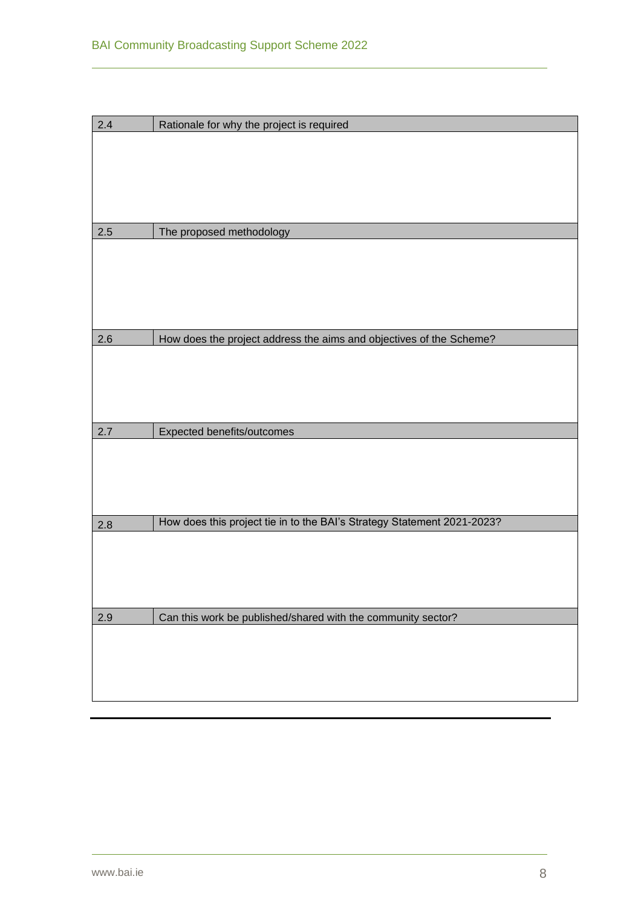| 2.4 | Rationale for why the project is required |
|---|---|
| | |
| **2.5** | **The proposed methodology** |
| | |
| **2.6** | **How does the project address the aims and objectives of the Scheme?** |
| | |
| **2.7** | **Expected benefits/outcomes** |
| | |
| **2.8** | **How does this project tie in to the BAI's Strategy Statement 2021-2023?** |
| | |
| **2.9** | **Can this work be published/shared with the community sector?** |
| | |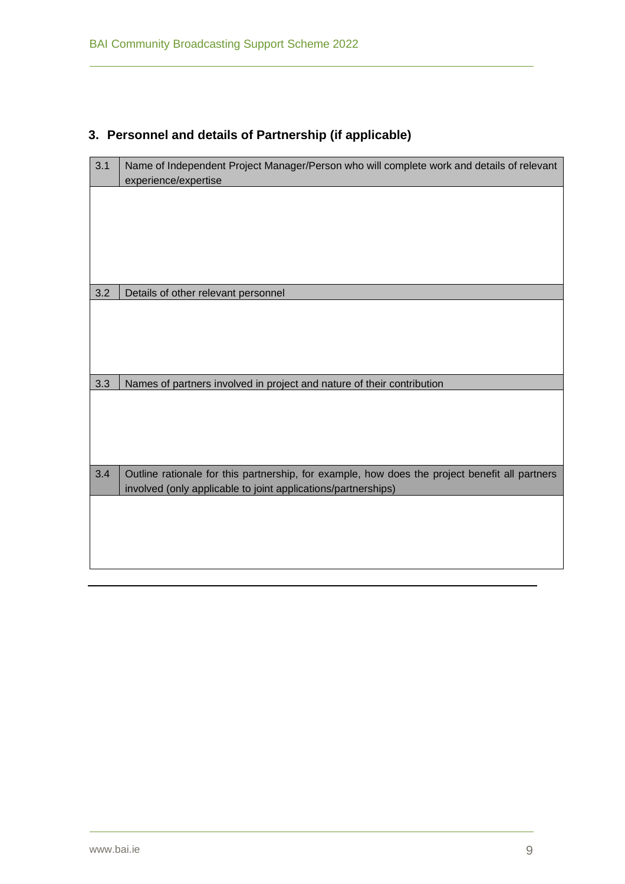## 3. Personnel and details of Partnership (if applicable)

| 3.1 | Name of Independent Project Manager/Person who will complete work and details of relevant experience/expertise |
|---|---|
| | |
| 3.2 | Details of other relevant personnel |
| | |
| 3.3 | Names of partners involved in project and nature of their contribution |
| | |
| 3.4 | Outline rationale for this partnership, for example, how does the project benefit all partners involved (only applicable to joint applications/partnerships) |
| | |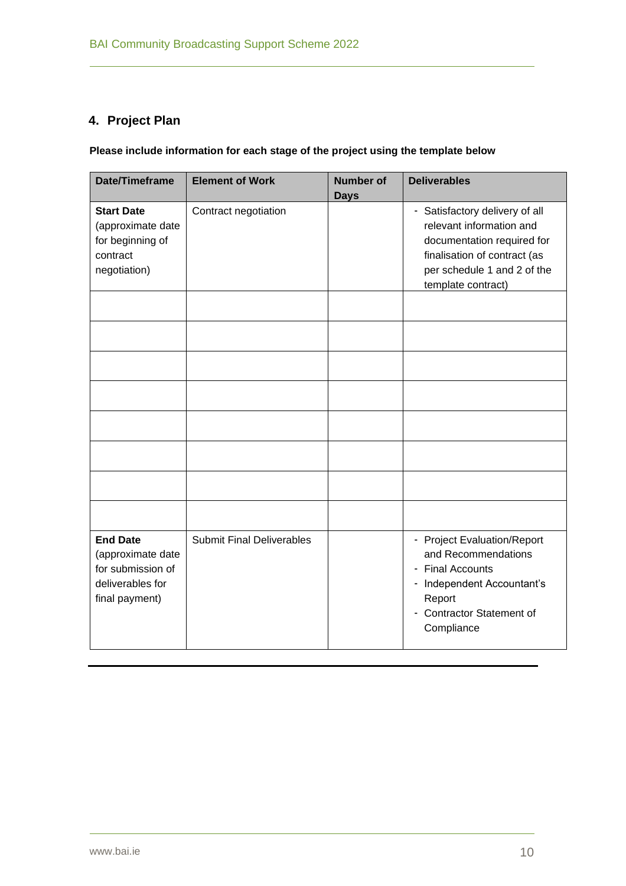## 4. Project Plan

**Please include information for each stage of the project using the template below**

| Date/Timeframe | Element of Work | Number of Days | Deliverables |
| --- | --- | --- | --- |
| **Start Date** (approximate date for beginning of contract negotiation) | Contract negotiation | | - Satisfactory delivery of all relevant information and documentation required for finalisation of contract (as per schedule 1 and 2 of the template contract) |
| | | | |
| | | | |
| | | | |
| | | | |
| | | | |
| | | | |
| | | | |
| | | | |
| **End Date** (approximate date for submission of deliverables for final payment) | Submit Final Deliverables | | - Project Evaluation/Report and Recommendations<br>- Final Accounts<br>- Independent Accountant's Report<br>- Contractor Statement of Compliance |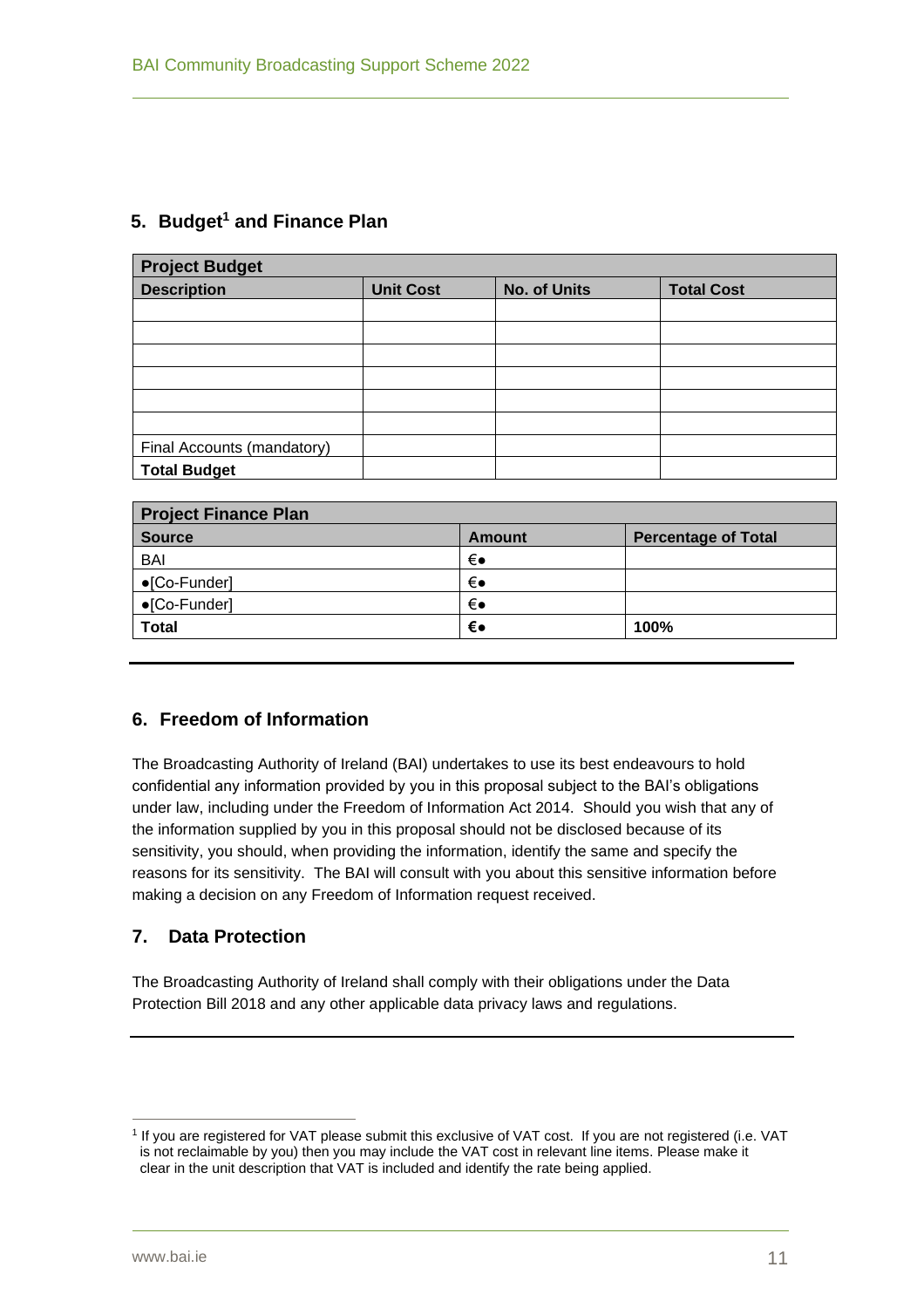## 5. Budget[1] and Finance Plan

| Project Budget | | | |
|---|---|---|---|
| **Description** | **Unit Cost** | **No. of Units** | **Total Cost** |
| | | | |
| | | | |
| | | | |
| | | | |
| | | | |
| | | | |
| Final Accounts (mandatory) | | | |
| **Total Budget** | | | |

| Project Finance Plan | | |
|---|---|---|
| **Source** | **Amount** | **Percentage of Total** |
| BAI | €● | |
| ●[Co-Funder] | €● | |
| ●[Co-Funder] | €● | |
| **Total** | **€●** | **100%** |

## 6. Freedom of Information

The Broadcasting Authority of Ireland (BAI) undertakes to use its best endeavours to hold confidential any information provided by you in this proposal subject to the BAI's obligations under law, including under the Freedom of Information Act 2014. Should you wish that any of the information supplied by you in this proposal should not be disclosed because of its sensitivity, you should, when providing the information, identify the same and specify the reasons for its sensitivity. The BAI will consult with you about this sensitive information before making a decision on any Freedom of Information request received.

## 7. Data Protection

The Broadcasting Authority of Ireland shall comply with their obligations under the Data Protection Bill 2018 and any other applicable data privacy laws and regulations.

---

[1] If you are registered for VAT please submit this exclusive of VAT cost. If you are not registered (i.e. VAT is not reclaimable by you) then you may include the VAT cost in relevant line items. Please make it clear in the unit description that VAT is included and identify the rate being applied.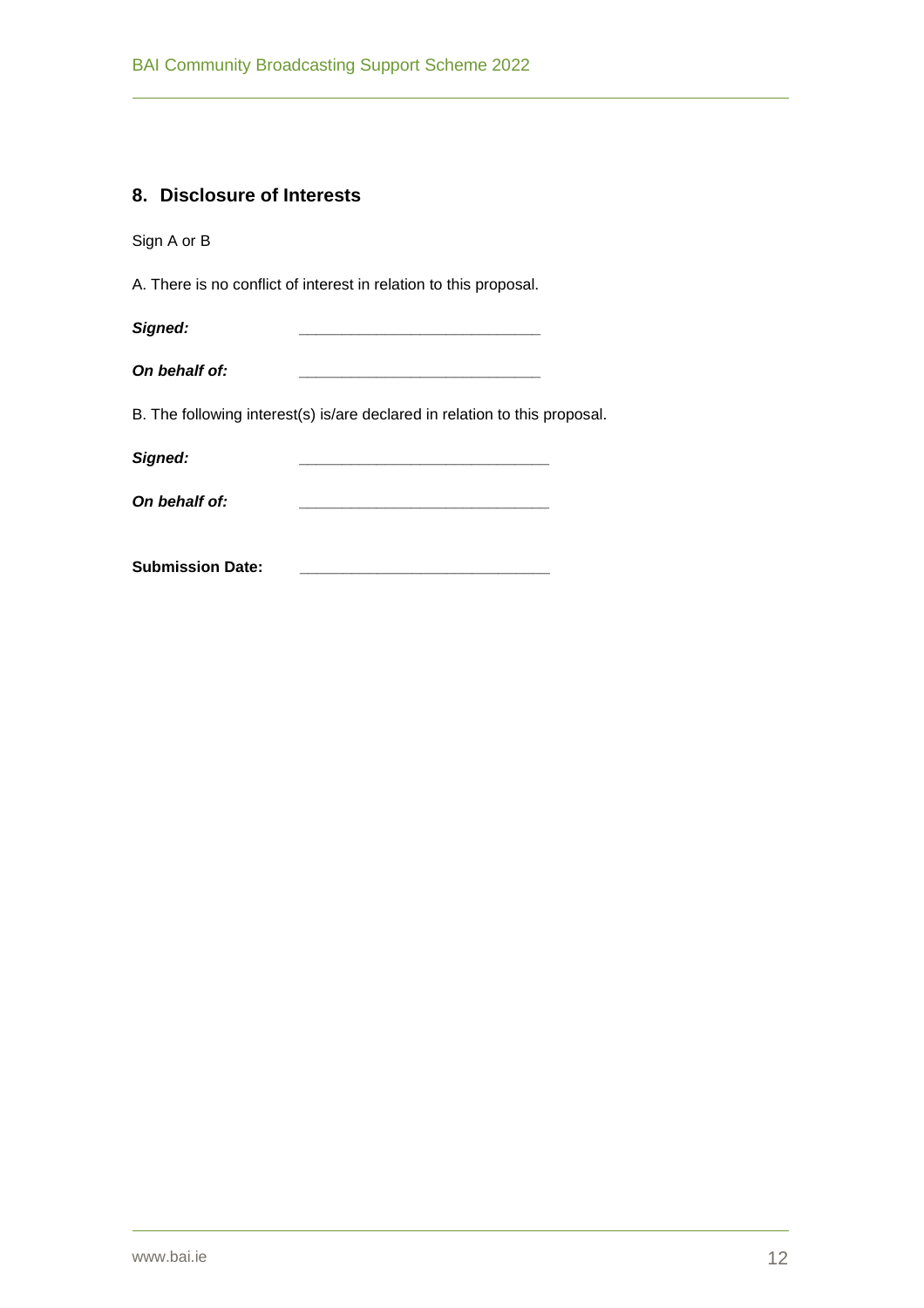## 8. Disclosure of Interests

Sign A or B

A. There is no conflict of interest in relation to this proposal.

***Signed:*** ____________________________

***On behalf of:*** ____________________________

B. The following interest(s) is/are declared in relation to this proposal.

***Signed:*** ____________________________

***On behalf of:*** ____________________________

**Submission Date:** ____________________________